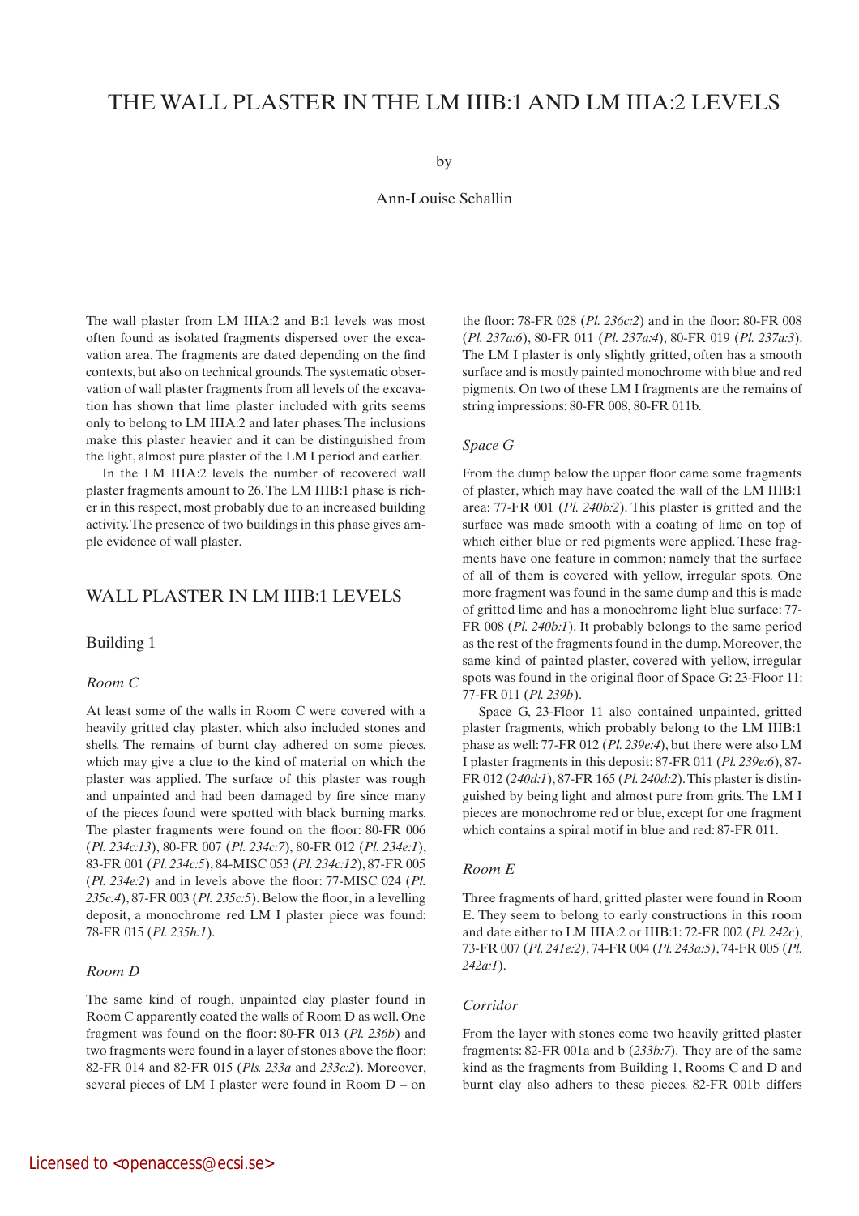# THE WALL PLASTER IN THE LM IIIB:1 AND LM IIIA:2 LEVELS

by

Ann-Louise Schallin

The wall plaster from LM IIIA:2 and B:1 levels was most often found as isolated fragments dispersed over the excavation area. The fragments are dated depending on the find contexts, but also on technical grounds. The systematic observation of wall plaster fragments from all levels of the excavation has shown that lime plaster included with grits seems only to belong to LM IIIA:2 and later phases. The inclusions make this plaster heavier and it can be distinguished from the light, almost pure plaster of the LM I period and earlier.

In the LM IIIA:2 levels the number of recovered wall plaster fragments amount to 26. The LM IIIB:1 phase is richer in this respect, most probably due to an increased building activity. The presence of two buildings in this phase gives ample evidence of wall plaster.

## WALL PLASTER IN LM IIIB:1 LEVELS

### Building 1

#### *Room C*

At least some of the walls in Room C were covered with a heavily gritted clay plaster, which also included stones and shells. The remains of burnt clay adhered on some pieces, which may give a clue to the kind of material on which the plaster was applied. The surface of this plaster was rough and unpainted and had been damaged by fire since many of the pieces found were spotted with black burning marks. The plaster fragments were found on the floor: 80-FR 006 (*Pl. 234c:13*), 80-FR 007 (*Pl. 234c:7*), 80-FR 012 (*Pl. 234e:1*), 83-FR 001 (*Pl. 234c:5*), 84-MISC 053 (*Pl. 234c:12*), 87-FR 005 (*Pl. 234e:2*) and in levels above the floor: 77-MISC 024 (*Pl. 235c:4*), 87-FR 003 (*Pl. 235c:5*). Below the floor, in a levelling deposit, a monochrome red LM I plaster piece was found: 78-FR 015 (*Pl. 235h:1*).

#### *Room D*

The same kind of rough, unpainted clay plaster found in Room C apparently coated the walls of Room D as well. One fragment was found on the floor: 80-FR 013 (*Pl. 236b*) and two fragments were found in a layer of stones above the floor: 82-FR 014 and 82-FR 015 (*Pls. 233a* and *233c:2*). Moreover, several pieces of LM I plaster were found in Room D – on the floor: 78-FR 028 (*Pl. 236c:2*) and in the floor: 80-FR 008 (*Pl. 237a:6*), 80-FR 011 (*Pl. 237a:4*), 80-FR 019 (*Pl. 237a:3*). The LM I plaster is only slightly gritted, often has a smooth surface and is mostly painted monochrome with blue and red pigments. On two of these LM I fragments are the remains of string impressions: 80-FR 008, 80-FR 011b.

#### *Space G*

From the dump below the upper floor came some fragments of plaster, which may have coated the wall of the LM IIIB:1 area: 77-FR 001 (*Pl. 240b:2*). This plaster is gritted and the surface was made smooth with a coating of lime on top of which either blue or red pigments were applied. These fragments have one feature in common; namely that the surface of all of them is covered with yellow, irregular spots. One more fragment was found in the same dump and this is made of gritted lime and has a monochrome light blue surface: 77-FR 008 (*Pl. 240b:1*). It probably belongs to the same period as the rest of the fragments found in the dump. Moreover, the same kind of painted plaster, covered with yellow, irregular spots was found in the original floor of Space G: 23-Floor 11: 77-FR 011 (*Pl. 239b*).

Space G, 23-Floor 11 also contained unpainted, gritted plaster fragments, which probably belong to the LM IIIB:1 phase as well: 77-FR 012 (*Pl. 239e:4*), but there were also LM I plaster fragments in this deposit: 87-FR 011 (*Pl. 239e:6*), 87-FR 012 (*240d:1*), 87-FR 165 (*Pl. 240d:2*). This plaster is distinguished by being light and almost pure from grits. The LM I pieces are monochrome red or blue, except for one fragment which contains a spiral motif in blue and red: 87-FR 011.

#### *Room E*

Three fragments of hard, gritted plaster were found in Room E. They seem to belong to early constructions in this room and date either to LM IIIA:2 or IIIB:1: 72-FR 002 (*Pl. 242c*), 73-FR 007 (*Pl. 241e:2*), 74-FR 004 (*Pl. 243a:5)*, 74-FR 005 (*Pl. 242a:1*).

#### *Corridor*

From the layer with stones come two heavily gritted plaster fragments: 82-FR 001a and b (*233b:7*). They are of the same kind as the fragments from Building 1, Rooms C and D and burnt clay also adheres to these pieces. 82-FR 001b differs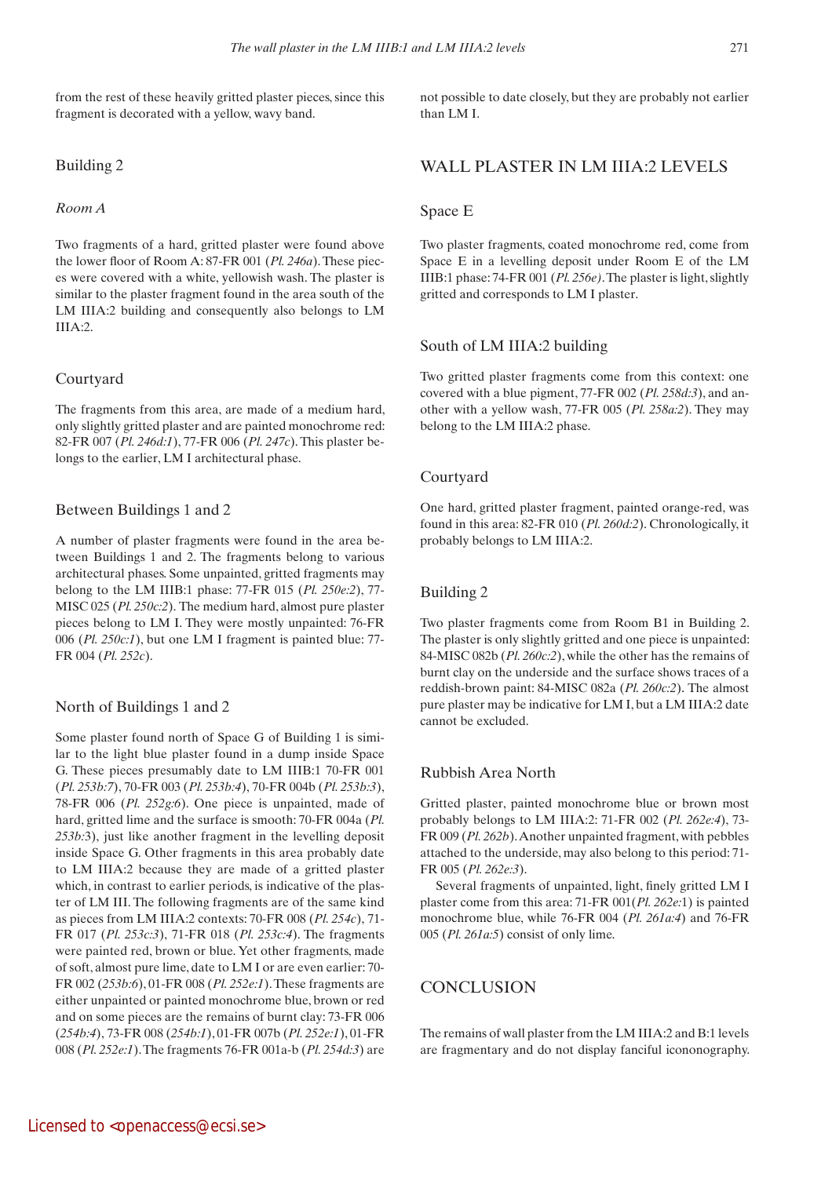from the rest of these heavily gritted plaster pieces, since this fragment is decorated with a yellow, wavy band.

### Building 2

#### *Room A*

Two fragments of a hard, gritted plaster were found above the lower floor of Room A: 87-FR 001 (*Pl. 246a*). These pieces were covered with a white, yellowish wash. The plaster is similar to the plaster fragment found in the area south of the LM IIIA:2 building and consequently also belongs to LM IIIA:2.

### Courtyard

The fragments from this area, are made of a medium hard, only slightly gritted plaster and are painted monochrome red: 82-FR 007 (*Pl. 246d:1*), 77-FR 006 (*Pl. 247c*). This plaster belongs to the earlier, LM I architectural phase.

### Between Buildings 1 and 2

A number of plaster fragments were found in the area between Buildings 1 and 2. The fragments belong to various architectural phases. Some unpainted, gritted fragments may belong to the LM IIIB:1 phase: 77-FR 015 (*Pl. 250e:2*), 77-MISC 025 (*Pl. 250c:2*). The medium hard, almost pure plaster pieces belong to LM I. They were mostly unpainted: 76-FR 006 (*Pl. 250c:1*), but one LM I fragment is painted blue: 77-FR 004 (*Pl. 252c*).

### North of Buildings 1 and 2

Some plaster found north of Space G of Building 1 is similar to the light blue plaster found in a dump inside Space G. These pieces presumably date to LM IIIB:1 70-FR 001 (*Pl. 253b:7*), 70-FR 003 (*Pl. 253b:4*), 70-FR 004b (*Pl. 253b:3*), 78-FR 006 (*Pl. 252g:6*). One piece is unpainted, made of hard, gritted lime and the surface is smooth: 70-FR 004a (*Pl. 253b:3*), just like another fragment in the levelling deposit inside Space G. Other fragments in this area probably date to LM IIIA:2 because they are made of a gritted plaster which, in contrast to earlier periods, is indicative of the plaster of LM III. The following fragments are of the same kind as pieces from LM IIIA:2 contexts: 70-FR 008 (*Pl. 254c*), 71-FR 017 (*Pl. 253c:3*), 71-FR 018 (*Pl. 253c:4*). The fragments were painted red, brown or blue. Yet other fragments, made of soft, almost pure lime, date to LM I or are even earlier: 70-FR 002 (*253b:6*), 01-FR 008 (*Pl. 252e:1*). These fragments are either unpainted or painted monochrome blue, brown or red and on some pieces are the remains of burnt clay: 73-FR 006 (*254b:4*), 73-FR 008 (*254b:1*), 01-FR 007b (*Pl. 252e:1*), 01-FR 008 (*Pl. 252e:1*). The fragments 76-FR 001a-b (*Pl. 254d:3*) are not possible to date closely, but they are probably not earlier than LM I.

## WALL PLASTER IN LM IIIA:2 LEVELS

### Space E

Two plaster fragments, coated monochrome red, come from Space E in a levelling deposit under Room E of the LM IIIB:1 phase: 74-FR 001 (*Pl. 256e)*. The plaster is light, slightly gritted and corresponds to LM I plaster.

### South of LM IIIA:2 building

Two gritted plaster fragments come from this context: one covered with a blue pigment, 77-FR 002 (*Pl. 258d:3*), and another with a yellow wash, 77-FR 005 (*Pl. 258a:2*). They may belong to the LM IIIA:2 phase.

### Courtyard

One hard, gritted plaster fragment, painted orange-red, was found in this area: 82-FR 010 (*Pl. 260d:2*). Chronologically, it probably belongs to LM IIIA:2.

### Building 2

Two plaster fragments come from Room B1 in Building 2. The plaster is only slightly gritted and one piece is unpainted: 84-MISC 082b (*Pl. 260c:2*), while the other has the remains of burnt clay on the underside and the surface shows traces of a reddish-brown paint: 84-MISC 082a (*Pl. 260c:2*). The almost pure plaster may be indicative for LM I, but a LM IIIA:2 date cannot be excluded.

### Rubbish Area North

Gritted plaster, painted monochrome blue or brown most probably belongs to LM IIIA:2: 71-FR 002 (*Pl. 262e:4*), 73-FR 009 (*Pl. 262b*). Another unpainted fragment, with pebbles attached to the underside, may also belong to this period: 71-FR 005 (*Pl. 262e:3*).

Several fragments of unpainted, light, finely gritted LM I plaster come from this area: 71-FR 001(*Pl. 262e:*1) is painted monochrome blue, while 76-FR 004 (*Pl. 261a:4*) and 76-FR 005 (*Pl. 261a:5*) consist of only lime.

## CONCLUSION

The remains of wall plaster from the LM IIIA:2 and B:1 levels are fragmentary and do not display fanciful icononography.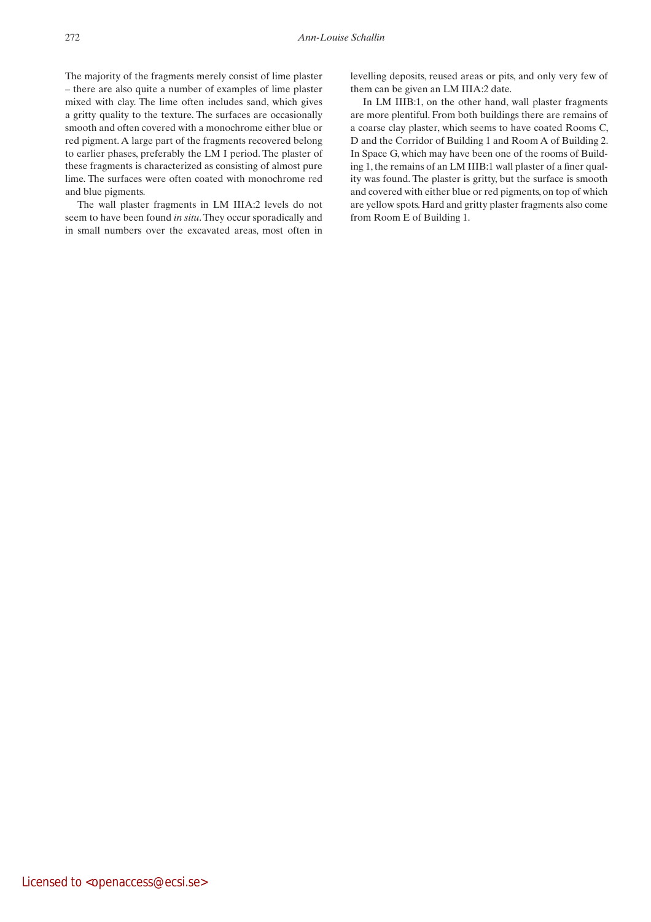The majority of the fragments merely consist of lime plaster – there are also quite a number of examples of lime plaster mixed with clay. The lime often includes sand, which gives a gritty quality to the texture. The surfaces are occasionally smooth and often covered with a monochrome either blue or red pigment. A large part of the fragments recovered belong to earlier phases, preferably the LM I period. The plaster of these fragments is characterized as consisting of almost pure lime. The surfaces were often coated with monochrome red and blue pigments.

The wall plaster fragments in LM IIIA:2 levels do not seem to have been found *in situ*. They occur sporadically and in small numbers over the excavated areas, most often in levelling deposits, reused areas or pits, and only very few of them can be given an LM IIIA:2 date.

In LM IIIB:1, on the other hand, wall plaster fragments are more plentiful. From both buildings there are remains of a coarse clay plaster, which seems to have coated Rooms C, D and the Corridor of Building 1 and Room A of Building 2. In Space G, which may have been one of the rooms of Building 1, the remains of an LM IIIB:1 wall plaster of a finer quality was found. The plaster is gritty, but the surface is smooth and covered with either blue or red pigments, on top of which are yellow spots. Hard and gritty plaster fragments also come from Room E of Building 1.